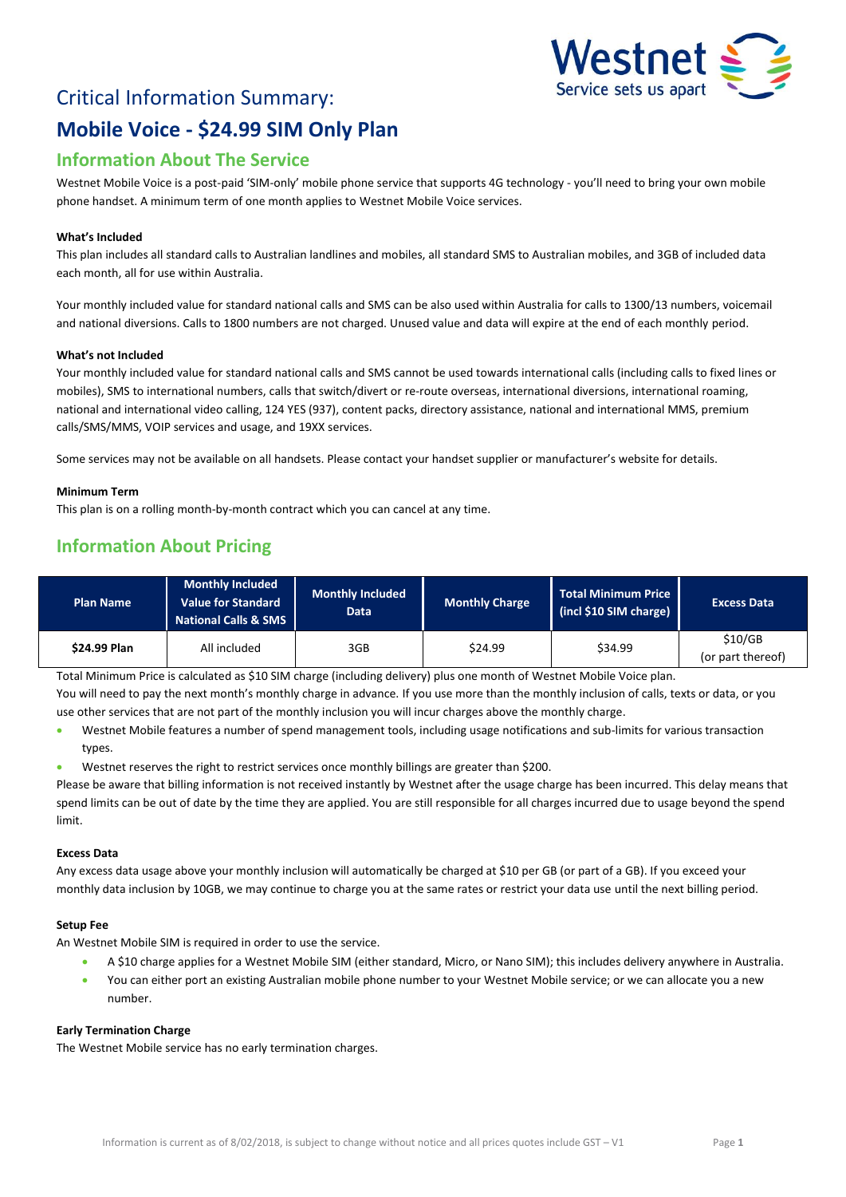# Critical Information Summary:

# Mobile Voice - $24.99 SIM Only Plan

## Information About The Service

Westnet Mobile Voice is a post-paid 'SIM-only' mobile phone service that supports 4G technology - you'll need to bring your own mobile phone handset. A minimum term of one month applies to Westnet Mobile Voice services.

### What's Included

This plan includes all standard calls to Australian landlines and mobiles, all standard SMS to Australian mobiles, and 3GB of included data each month, all for use within Australia.

Your monthly included value for standard national calls and SMS can be also used within Australia for calls to 1300/13 numbers, voicemail and national diversions. Calls to 1800 numbers are not charged. Unused value and data will expire at the end of each monthly period.

### What's not Included

Your monthly included value for standard national calls and SMS cannot be used towards international calls (including calls to fixed lines or mobiles), SMS to international numbers, calls that switch/divert or re-route overseas, international diversions, international roaming, national and international video calling, 124 YES (937), content packs, directory assistance, national and international MMS, premium calls/SMS/MMS, VOIP services and usage, and 19XX services.

Some services may not be available on all handsets. Please contact your handset supplier or manufacturer's website for details.

### Minimum Term

This plan is on a rolling month-by-month contract which you can cancel at any time.

## Information About Pricing

| Plan Name | Monthly Included Value for Standard National Calls & SMS | Monthly Included Data | Monthly Charge | Total Minimum Price (incl $10 SIM charge) | Excess Data |
|---|---|---|---|---|---|
| **$24.99 Plan** | All included | 3GB | $24.99 | $34.99 | $10/GB (or part thereof) |

Total Minimum Price is calculated as $10 SIM charge (including delivery) plus one month of Westnet Mobile Voice plan.

You will need to pay the next month's monthly charge in advance. If you use more than the monthly inclusion of calls, texts or data, or you use other services that are not part of the monthly inclusion you will incur charges above the monthly charge.

- Westnet Mobile features a number of spend management tools, including usage notifications and sub-limits for various transaction types.
- Westnet reserves the right to restrict services once monthly billings are greater than $200.

Please be aware that billing information is not received instantly by Westnet after the usage charge has been incurred. This delay means that spend limits can be out of date by the time they are applied. You are still responsible for all charges incurred due to usage beyond the spend limit.

### Excess Data

Any excess data usage above your monthly inclusion will automatically be charged at $10 per GB (or part of a GB). If you exceed your monthly data inclusion by 10GB, we may continue to charge you at the same rates or restrict your data use until the next billing period.

### Setup Fee

An Westnet Mobile SIM is required in order to use the service.

- A $10 charge applies for a Westnet Mobile SIM (either standard, Micro, or Nano SIM); this includes delivery anywhere in Australia.
- You can either port an existing Australian mobile phone number to your Westnet Mobile service; or we can allocate you a new number.

### Early Termination Charge

The Westnet Mobile service has no early termination charges.

Information is current as of 8/02/2018, is subject to change without notice and all prices quotes include GST – V1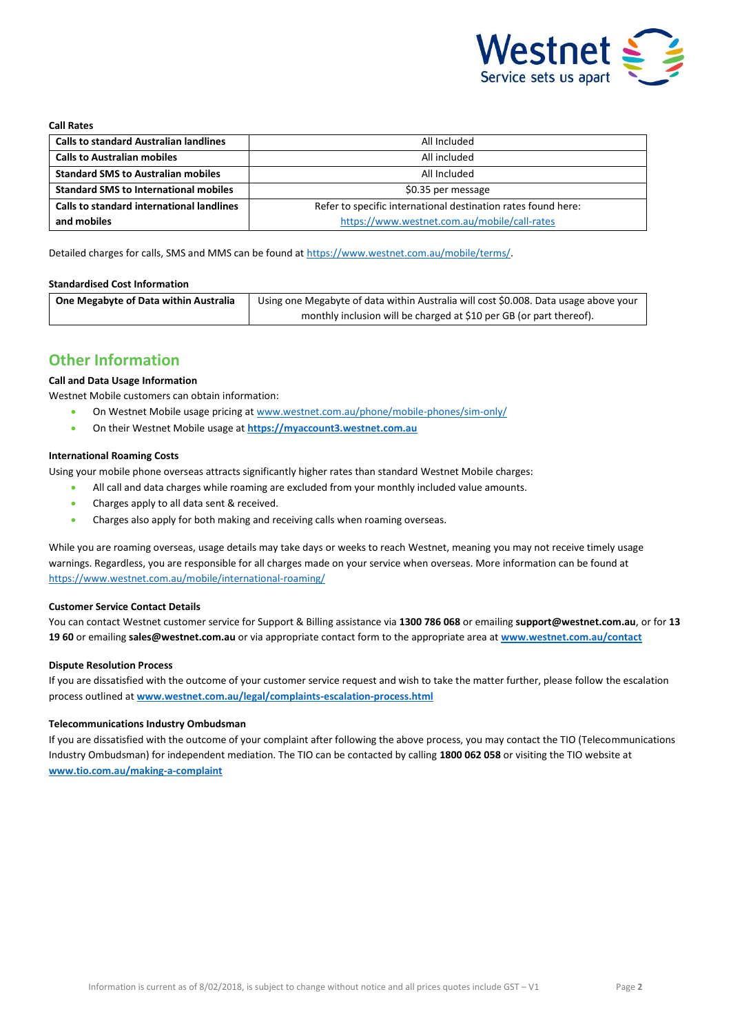**Call Rates**

| | |
|---|---|
| **Calls to standard Australian landlines** | All Included |
| **Calls to Australian mobiles** | All included |
| **Standard SMS to Australian mobiles** | All Included |
| **Standard SMS to International mobiles** | $0.35 per message |
| **Calls to standard international landlines and mobiles** | Refer to specific international destination rates found here: https://www.westnet.com.au/mobile/call-rates |

Detailed charges for calls, SMS and MMS can be found at https://www.westnet.com.au/mobile/terms/.

**Standardised Cost Information**

| | |
|---|---|
| **One Megabyte of Data within Australia** | Using one Megabyte of data within Australia will cost $0.008. Data usage above your monthly inclusion will be charged at $10 per GB (or part thereof). |

## Other Information

**Call and Data Usage Information**

Westnet Mobile customers can obtain information:

- On Westnet Mobile usage pricing at www.westnet.com.au/phone/mobile-phones/sim-only/
- On their Westnet Mobile usage at **https://myaccount3.westnet.com.au**

**International Roaming Costs**

Using your mobile phone overseas attracts significantly higher rates than standard Westnet Mobile charges:

- All call and data charges while roaming are excluded from your monthly included value amounts.
- Charges apply to all data sent & received.
- Charges also apply for both making and receiving calls when roaming overseas.

While you are roaming overseas, usage details may take days or weeks to reach Westnet, meaning you may not receive timely usage warnings. Regardless, you are responsible for all charges made on your service when overseas. More information can be found at https://www.westnet.com.au/mobile/international-roaming/

**Customer Service Contact Details**

You can contact Westnet customer service for Support & Billing assistance via **1300 786 068** or emailing **support@westnet.com.au**, or for **13 19 60** or emailing **sales@westnet.com.au** or via appropriate contact form to the appropriate area at **www.westnet.com.au/contact**

**Dispute Resolution Process**

If you are dissatisfied with the outcome of your customer service request and wish to take the matter further, please follow the escalation process outlined at **www.westnet.com.au/legal/complaints-escalation-process.html**

**Telecommunications Industry Ombudsman**

If you are dissatisfied with the outcome of your complaint after following the above process, you may contact the TIO (Telecommunications Industry Ombudsman) for independent mediation. The TIO can be contacted by calling **1800 062 058** or visiting the TIO website at **www.tio.com.au/making-a-complaint**

Information is current as of 8/02/2018, is subject to change without notice and all prices quotes include GST – V1